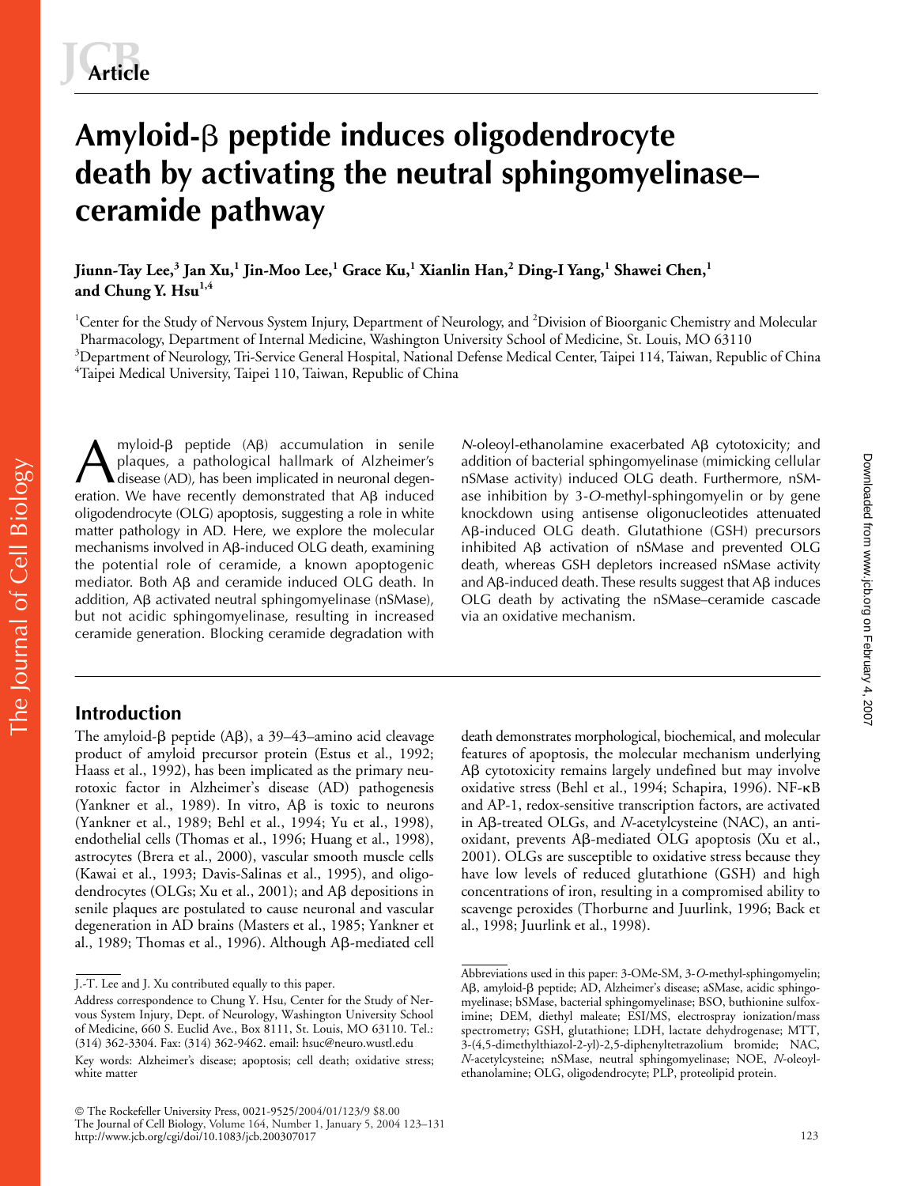# Amyloid-β peptide induces oligodendrocyte death by activating the neutral sphingomyelinase–ceramide pathway

**Jiunn-Tay Lee,[3] Jan Xu,[1] Jin-Moo Lee,[1] Grace Ku,[1] Xianlin Han,[2] Ding-I Yang,[1] Shawei Chen,[1] and Chung Y. Hsu[1,4]**

[1]Center for the Study of Nervous System Injury, Department of Neurology, and [2]Division of Bioorganic Chemistry and Molecular Pharmacology, Department of Internal Medicine, Washington University School of Medicine, St. Louis, MO 63110
[3]Department of Neurology, Tri-Service General Hospital, National Defense Medical Center, Taipei 114, Taiwan, Republic of China
[4]Taipei Medical University, Taipei 110, Taiwan, Republic of China

Amyloid-β peptide (Aβ) accumulation in senile plaques, a pathological hallmark of Alzheimer's disease (AD), has been implicated in neuronal degeneration. We have recently demonstrated that Aβ induced oligodendrocyte (OLG) apoptosis, suggesting a role in white matter pathology in AD. Here, we explore the molecular mechanisms involved in Aβ-induced OLG death, examining the potential role of ceramide, a known apoptogenic mediator. Both Aβ and ceramide induced OLG death. In addition, Aβ activated neutral sphingomyelinase (nSMase), but not acidic sphingomyelinase, resulting in increased ceramide generation. Blocking ceramide degradation with *N*-oleoyl-ethanolamine exacerbated Aβ cytotoxicity; and addition of bacterial sphingomyelinase (mimicking cellular nSMase activity) induced OLG death. Furthermore, nSMase inhibition by 3-*O*-methyl-sphingomyelin or by gene knockdown using antisense oligonucleotides attenuated Aβ-induced OLG death. Glutathione (GSH) precursors inhibited Aβ activation of nSMase and prevented OLG death, whereas GSH depletors increased nSMase activity and Aβ-induced death. These results suggest that Aβ induces OLG death by activating the nSMase–ceramide cascade via an oxidative mechanism.

## Introduction

The amyloid-β peptide (Aβ), a 39–43–amino acid cleavage product of amyloid precursor protein (Estus et al., 1992; Haass et al., 1992), has been implicated as the primary neurotoxic factor in Alzheimer's disease (AD) pathogenesis (Yankner et al., 1989). In vitro, Aβ is toxic to neurons (Yankner et al., 1989; Behl et al., 1994; Yu et al., 1998), endothelial cells (Thomas et al., 1996; Huang et al., 1998), astrocytes (Brera et al., 2000), vascular smooth muscle cells (Kawai et al., 1993; Davis-Salinas et al., 1995), and oligodendrocytes (OLGs; Xu et al., 2001); and Aβ depositions in senile plaques are postulated to cause neuronal and vascular degeneration in AD brains (Masters et al., 1985; Yankner et al., 1989; Thomas et al., 1996). Although Aβ-mediated cell death demonstrates morphological, biochemical, and molecular features of apoptosis, the molecular mechanism underlying Aβ cytotoxicity remains largely undefined but may involve oxidative stress (Behl et al., 1994; Schapira, 1996). NF-κB and AP-1, redox-sensitive transcription factors, are activated in Aβ-treated OLGs, and *N*-acetylcysteine (NAC), an antioxidant, prevents Aβ-mediated OLG apoptosis (Xu et al., 2001). OLGs are susceptible to oxidative stress because they have low levels of reduced glutathione (GSH) and high concentrations of iron, resulting in a compromised ability to scavenge peroxides (Thorburne and Juurlink, 1996; Back et al., 1998; Juurlink et al., 1998).

J.-T. Lee and J. Xu contributed equally to this paper.

Address correspondence to Chung Y. Hsu, Center for the Study of Nervous System Injury, Dept. of Neurology, Washington University School of Medicine, 660 S. Euclid Ave., Box 8111, St. Louis, MO 63110. Tel.: (314) 362-3304. Fax: (314) 362-9462. email: hsuc@neuro.wustl.edu

Key words: Alzheimer's disease; apoptosis; cell death; oxidative stress; white matter

Abbreviations used in this paper: 3-OMe-SM, 3-*O*-methyl-sphingomyelin; Aβ, amyloid-β peptide; AD, Alzheimer's disease; aSMase, acidic sphingomyelinase; bSMase, bacterial sphingomyelinase; BSO, buthionine sulfoximine; DEM, diethyl maleate; ESI/MS, electrospray ionization/mass spectrometry; GSH, glutathione; LDH, lactate dehydrogenase; MTT, 3-(4,5-dimethylthiazol-2-yl)-2,5-diphenyltetrazolium bromide; NAC, *N*-acetylcysteine; nSMase, neutral sphingomyelinase; NOE, *N*-oleoyl-ethanolamine; OLG, oligodendrocyte; PLP, proteolipid protein.

© The Rockefeller University Press, 0021-9525/2004/01/123/9 $8.00
The Journal of Cell Biology, Volume 164, Number 1, January 5, 2004 123–131
http://www.jcb.org/cgi/doi/10.1083/jcb.200307017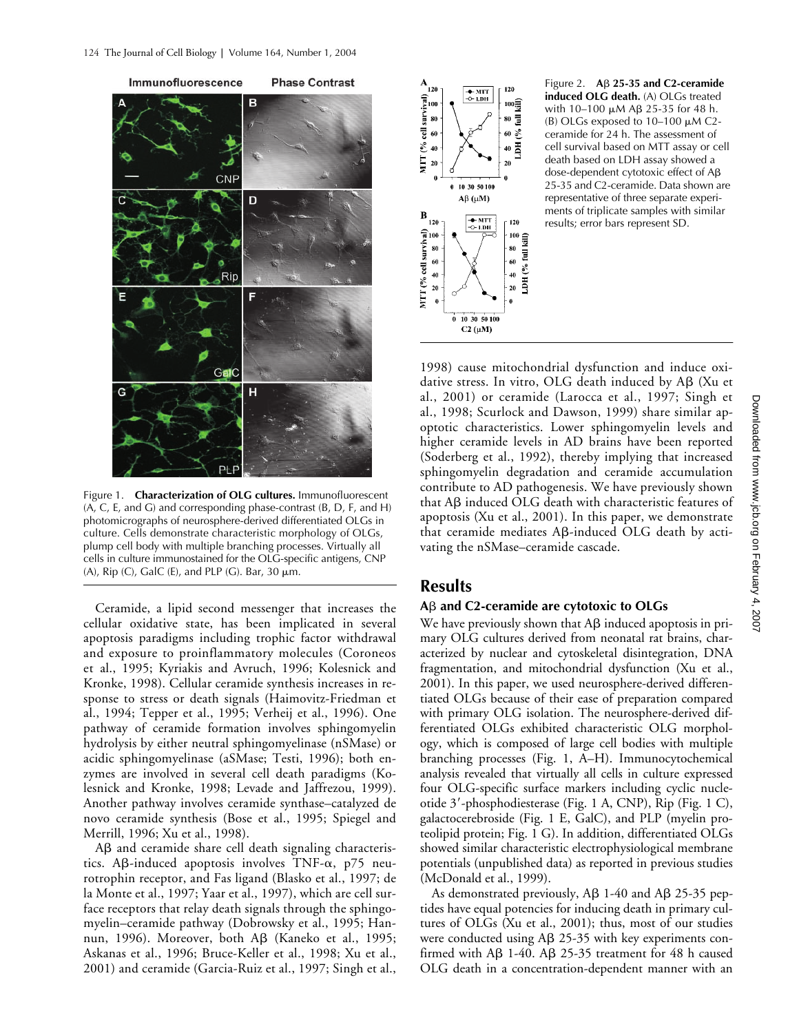Figure 1. **Characterization of OLG cultures.** Immunofluorescent (A, C, E, and G) and corresponding phase-contrast (B, D, F, and H) photomicrographs of neurosphere-derived differentiated OLGs in culture. Cells demonstrate characteristic morphology of OLGs, plump cell body with multiple branching processes. Virtually all cells in culture immunostained for the OLG-specific antigens, CNP (A), Rip (C), GalC (E), and PLP (G). Bar, 30 μm.

Figure 2. **Aβ 25-35 and C2-ceramide induced OLG death.** (A) OLGs treated with 10–100 μM Aβ 25-35 for 48 h. (B) OLGs exposed to 10–100 μM C2-ceramide for 24 h. The assessment of cell survival based on MTT assay or cell death based on LDH assay showed a dose-dependent cytotoxic effect of Aβ 25-35 and C2-ceramide. Data shown are representative of three separate experiments of triplicate samples with similar results; error bars represent SD.

Ceramide, a lipid second messenger that increases the cellular oxidative state, has been implicated in several apoptosis paradigms including trophic factor withdrawal and exposure to proinflammatory molecules (Coroneos et al., 1995; Kyriakis and Avruch, 1996; Kolesnick and Kronke, 1998). Cellular ceramide synthesis increases in response to stress or death signals (Haimovitz-Friedman et al., 1994; Tepper et al., 1995; Verheij et al., 1996). One pathway of ceramide formation involves sphingomyelin hydrolysis by either neutral sphingomyelinase (nSMase) or acidic sphingomyelinase (aSMase; Testi, 1996); both enzymes are involved in several cell death paradigms (Kolesnick and Kronke, 1998; Levade and Jaffrezou, 1999). Another pathway involves ceramide synthase–catalyzed de novo ceramide synthesis (Bose et al., 1995; Spiegel and Merrill, 1996; Xu et al., 1998).

Aβ and ceramide share cell death signaling characteristics. Aβ-induced apoptosis involves TNF-α, p75 neurotrophin receptor, and Fas ligand (Blasko et al., 1997; de la Monte et al., 1997; Yaar et al., 1997), which are cell surface receptors that relay death signals through the sphingomyelin–ceramide pathway (Dobrowsky et al., 1995; Hannun, 1996). Moreover, both Aβ (Kaneko et al., 1995; Askanas et al., 1996; Bruce-Keller et al., 1998; Xu et al., 2001) and ceramide (Garcia-Ruiz et al., 1997; Singh et al., 1998) cause mitochondrial dysfunction and induce oxidative stress. In vitro, OLG death induced by Aβ (Xu et al., 2001) or ceramide (Larocca et al., 1997; Singh et al., 1998; Scurlock and Dawson, 1999) share similar apoptotic characteristics. Lower sphingomyelin levels and higher ceramide levels in AD brains have been reported (Soderberg et al., 1992), thereby implying that increased sphingomyelin degradation and ceramide accumulation contribute to AD pathogenesis. We have previously shown that Aβ induced OLG death with characteristic features of apoptosis (Xu et al., 2001). In this paper, we demonstrate that ceramide mediates Aβ-induced OLG death by activating the nSMase–ceramide cascade.

## Results

### Aβ and C2-ceramide are cytotoxic to OLGs

We have previously shown that Aβ induced apoptosis in primary OLG cultures derived from neonatal rat brains, characterized by nuclear and cytoskeletal disintegration, DNA fragmentation, and mitochondrial dysfunction (Xu et al., 2001). In this paper, we used neurosphere-derived differentiated OLGs because of their ease of preparation compared with primary OLG isolation. The neurosphere-derived differentiated OLGs exhibited characteristic OLG morphology, which is composed of large cell bodies with multiple branching processes (Fig. 1, A–H). Immunocytochemical analysis revealed that virtually all cells in culture expressed four OLG-specific surface markers including cyclic nucleotide 3′-phosphodiesterase (Fig. 1 A, CNP), Rip (Fig. 1 C), galactocerebroside (Fig. 1 E, GalC), and PLP (myelin proteolipid protein; Fig. 1 G). In addition, differentiated OLGs showed similar characteristic electrophysiological membrane potentials (unpublished data) as reported in previous studies (McDonald et al., 1999).

As demonstrated previously, Aβ 1-40 and Aβ 25-35 peptides have equal potencies for inducing death in primary cultures of OLGs (Xu et al., 2001); thus, most of our studies were conducted using Aβ 25-35 with key experiments confirmed with Aβ 1-40. Aβ 25-35 treatment for 48 h caused OLG death in a concentration-dependent manner with an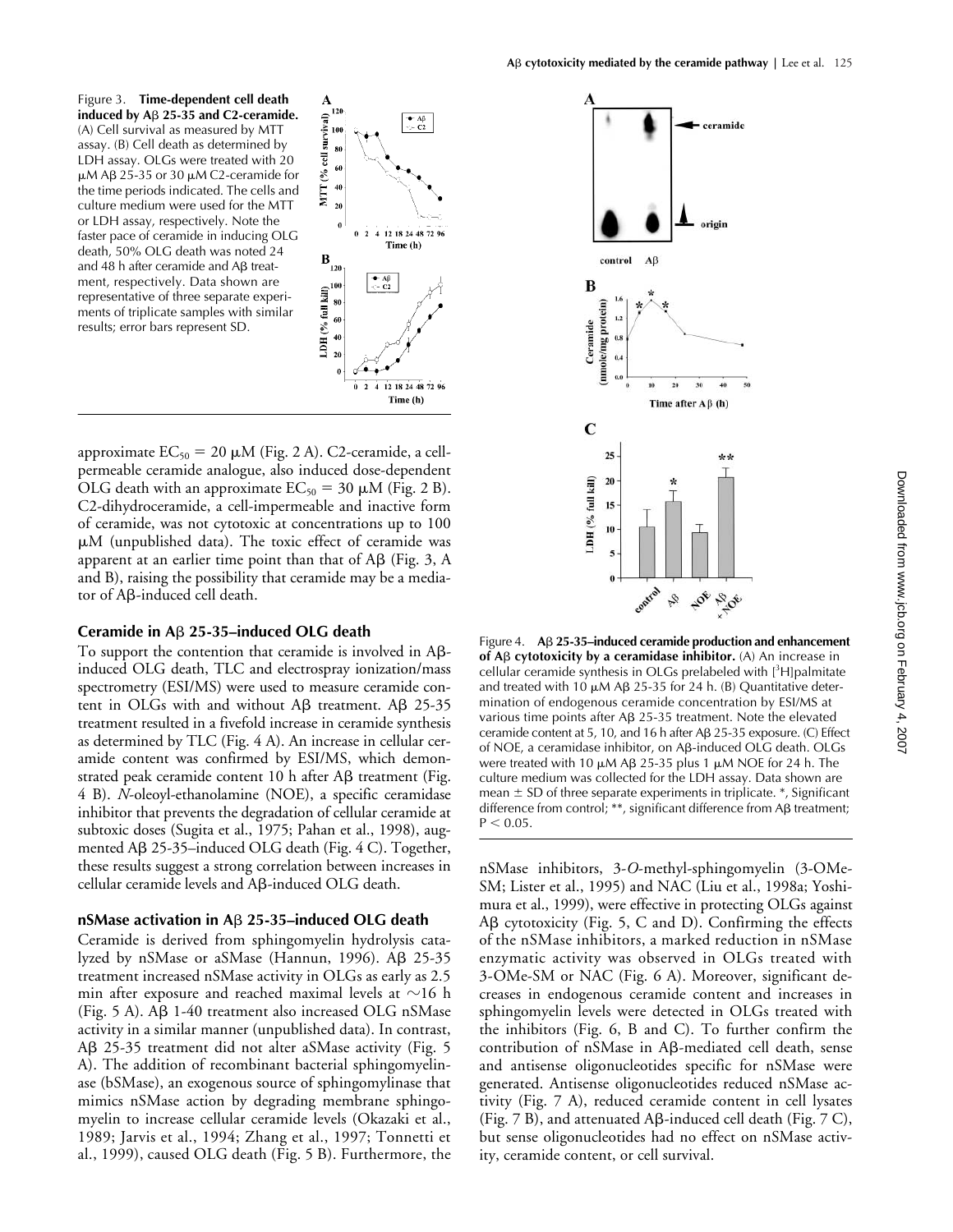Figure 3. **Time-dependent cell death induced by Aβ 25-35 and C2-ceramide.** (A) Cell survival as measured by MTT assay. (B) Cell death as determined by LDH assay. OLGs were treated with 20 μM Aβ 25-35 or 30 μM C2-ceramide for the time periods indicated. The cells and culture medium were used for the MTT or LDH assay, respectively. Note the faster pace of ceramide in inducing OLG death, 50% OLG death was noted 24 and 48 h after ceramide and Aβ treatment, respectively. Data shown are representative of three separate experiments of triplicate samples with similar results; error bars represent SD.

approximate $EC_{50}$ = 20 μM (Fig. 2 A). C2-ceramide, a cell-permeable ceramide analogue, also induced dose-dependent OLG death with an approximate $EC_{50}$ = 30 μM (Fig. 2 B). C2-dihydroceramide, a cell-impermeable and inactive form of ceramide, was not cytotoxic at concentrations up to 100 μM (unpublished data). The toxic effect of ceramide was apparent at an earlier time point than that of Aβ (Fig. 3, A and B), raising the possibility that ceramide may be a mediator of Aβ-induced cell death.

## Ceramide in Aβ 25-35–induced OLG death

To support the contention that ceramide is involved in Aβ-induced OLG death, TLC and electrospray ionization/mass spectrometry (ESI/MS) were used to measure ceramide content in OLGs with and without Aβ treatment. Aβ 25-35 treatment resulted in a fivefold increase in ceramide synthesis as determined by TLC (Fig. 4 A). An increase in cellular ceramide content was confirmed by ESI/MS, which demonstrated peak ceramide content 10 h after Aβ treatment (Fig. 4 B). *N*-oleoyl-ethanolamine (NOE), a specific ceramidase inhibitor that prevents the degradation of cellular ceramide at subtoxic doses (Sugita et al., 1975; Pahan et al., 1998), augmented Aβ 25-35–induced OLG death (Fig. 4 C). Together, these results suggest a strong correlation between increases in cellular ceramide levels and Aβ-induced OLG death.

## nSMase activation in Aβ 25-35–induced OLG death

Ceramide is derived from sphingomyelin hydrolysis catalyzed by nSMase or aSMase (Hannun, 1996). Aβ 25-35 treatment increased nSMase activity in OLGs as early as 2.5 min after exposure and reached maximal levels at ~16 h (Fig. 5 A). Aβ 1-40 treatment also increased OLG nSMase activity in a similar manner (unpublished data). In contrast, Aβ 25-35 treatment did not alter aSMase activity (Fig. 5 A). The addition of recombinant bacterial sphingomyelinase (bSMase), an exogenous source of sphingomylinase that mimics nSMase action by degrading membrane sphingomyelin to increase cellular ceramide levels (Okazaki et al., 1989; Jarvis et al., 1994; Zhang et al., 1997; Tonnetti et al., 1999), caused OLG death (Fig. 5 B). Furthermore, the nSMase inhibitors, 3-*O*-methyl-sphingomyelin (3-OMe-SM; Lister et al., 1995) and NAC (Liu et al., 1998a; Yoshimura et al., 1999), were effective in protecting OLGs against Aβ cytotoxicity (Fig. 5, C and D). Confirming the effects of the nSMase inhibitors, a marked reduction in nSMase enzymatic activity was observed in OLGs treated with 3-OMe-SM or NAC (Fig. 6 A). Moreover, significant decreases in endogenous ceramide content and increases in sphingomyelin levels were detected in OLGs treated with the inhibitors (Fig. 6, B and C). To further confirm the contribution of nSMase in Aβ-mediated cell death, sense and antisense oligonucleotides specific for nSMase were generated. Antisense oligonucleotides reduced nSMase activity (Fig. 7 A), reduced ceramide content in cell lysates (Fig. 7 B), and attenuated Aβ-induced cell death (Fig. 7 C), but sense oligonucleotides had no effect on nSMase activity, ceramide content, or cell survival.

Figure 4. **Aβ 25-35–induced ceramide production and enhancement of Aβ cytotoxicity by a ceramidase inhibitor.** (A) An increase in cellular ceramide synthesis in OLGs prelabeled with [$^3$H]palmitate and treated with 10 μM Aβ 25-35 for 24 h. (B) Quantitative determination of endogenous ceramide concentration by ESI/MS at various time points after Aβ 25-35 treatment. Note the elevated ceramide content at 5, 10, and 16 h after Aβ 25-35 exposure. (C) Effect of NOE, a ceramidase inhibitor, on Aβ-induced OLG death. OLGs were treated with 10 μM Aβ 25-35 plus 1 μM NOE for 24 h. The culture medium was collected for the LDH assay. Data shown are mean ± SD of three separate experiments in triplicate. *, Significant difference from control; **, significant difference from Aβ treatment; $P < 0.05$.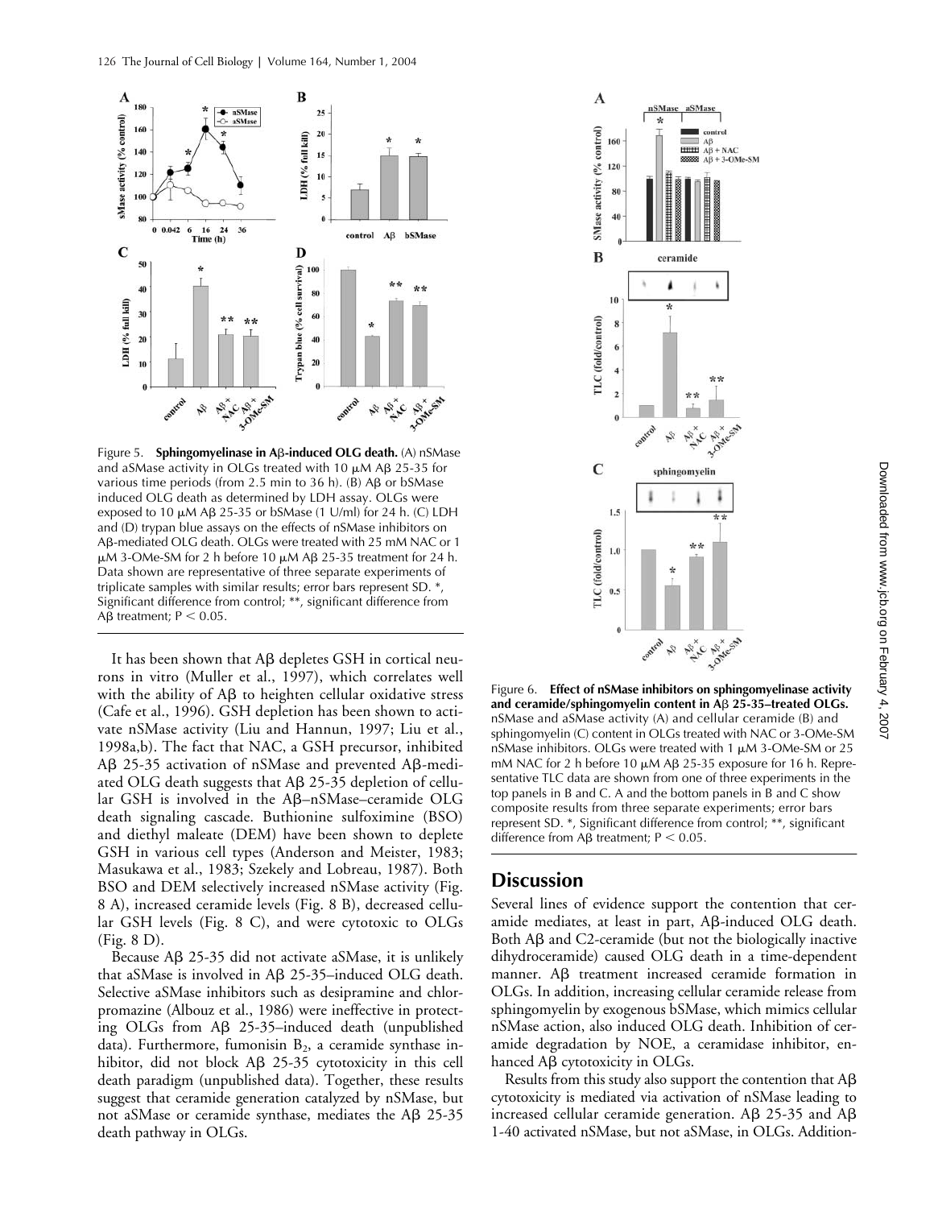Figure 5. **Sphingomyelinase in Aβ-induced OLG death.** (A) nSMase and aSMase activity in OLGs treated with 10 μM Aβ 25-35 for various time periods (from 2.5 min to 36 h). (B) Aβ or bSMase induced OLG death as determined by LDH assay. OLGs were exposed to 10 μM Aβ 25-35 or bSMase (1 U/ml) for 24 h. (C) LDH and (D) trypan blue assays on the effects of nSMase inhibitors on Aβ-mediated OLG death. OLGs were treated with 25 mM NAC or 1 μM 3-OMe-SM for 2 h before 10 μM Aβ 25-35 treatment for 24 h. Data shown are representative of three separate experiments of triplicate samples with similar results; error bars represent SD. *, Significant difference from control; **, significant difference from Aβ treatment; $P < 0.05$.

It has been shown that Aβ depletes GSH in cortical neurons in vitro (Muller et al., 1997), which correlates well with the ability of Aβ to heighten cellular oxidative stress (Cafe et al., 1996). GSH depletion has been shown to activate nSMase activity (Liu and Hannun, 1997; Liu et al., 1998a,b). The fact that NAC, a GSH precursor, inhibited Aβ 25-35 activation of nSMase and prevented Aβ-mediated OLG death suggests that Aβ 25-35 depletion of cellular GSH is involved in the Aβ–nSMase–ceramide OLG death signaling cascade. Buthionine sulfoximine (BSO) and diethyl maleate (DEM) have been shown to deplete GSH in various cell types (Anderson and Meister, 1983; Masukawa et al., 1983; Szekely and Lobreau, 1987). Both BSO and DEM selectively increased nSMase activity (Fig. 8 A), increased ceramide levels (Fig. 8 B), decreased cellular GSH levels (Fig. 8 C), and were cytotoxic to OLGs (Fig. 8 D).

Because Aβ 25-35 did not activate aSMase, it is unlikely that aSMase is involved in Aβ 25-35–induced OLG death. Selective aSMase inhibitors such as desipramine and chlorpromazine (Albouz et al., 1986) were ineffective in protecting OLGs from Aβ 25-35–induced death (unpublished data). Furthermore, fumonisin $B_2$, a ceramide synthase inhibitor, did not block Aβ 25-35 cytotoxicity in this cell death paradigm (unpublished data). Together, these results suggest that ceramide generation catalyzed by nSMase, but not aSMase or ceramide synthase, mediates the Aβ 25-35 death pathway in OLGs.

Figure 6. **Effect of nSMase inhibitors on sphingomyelinase activity and ceramide/sphingomyelin content in Aβ 25-35–treated OLGs.** nSMase and aSMase activity (A) and cellular ceramide (B) and sphingomyelin (C) content in OLGs treated with NAC or 3-OMe-SM nSMase inhibitors. OLGs were treated with 1 μM 3-OMe-SM or 25 mM NAC for 2 h before 10 μM Aβ 25-35 exposure for 16 h. Representative TLC data are shown from one of three experiments in the top panels in B and C. A and the bottom panels in B and C show composite results from three separate experiments; error bars represent SD. *, Significant difference from control; **, significant difference from Aβ treatment; $P < 0.05$.

## Discussion

Several lines of evidence support the contention that ceramide mediates, at least in part, Aβ-induced OLG death. Both Aβ and C2-ceramide (but not the biologically inactive dihydroceramide) caused OLG death in a time-dependent manner. Aβ treatment increased ceramide formation in OLGs. In addition, increasing cellular ceramide release from sphingomyelin by exogenous bSMase, which mimics cellular nSMase action, also induced OLG death. Inhibition of ceramide degradation by NOE, a ceramidase inhibitor, enhanced Aβ cytotoxicity in OLGs.

Results from this study also support the contention that Aβ cytotoxicity is mediated via activation of nSMase leading to increased cellular ceramide generation. Aβ 25-35 and Aβ 1-40 activated nSMase, but not aSMase, in OLGs. Addition-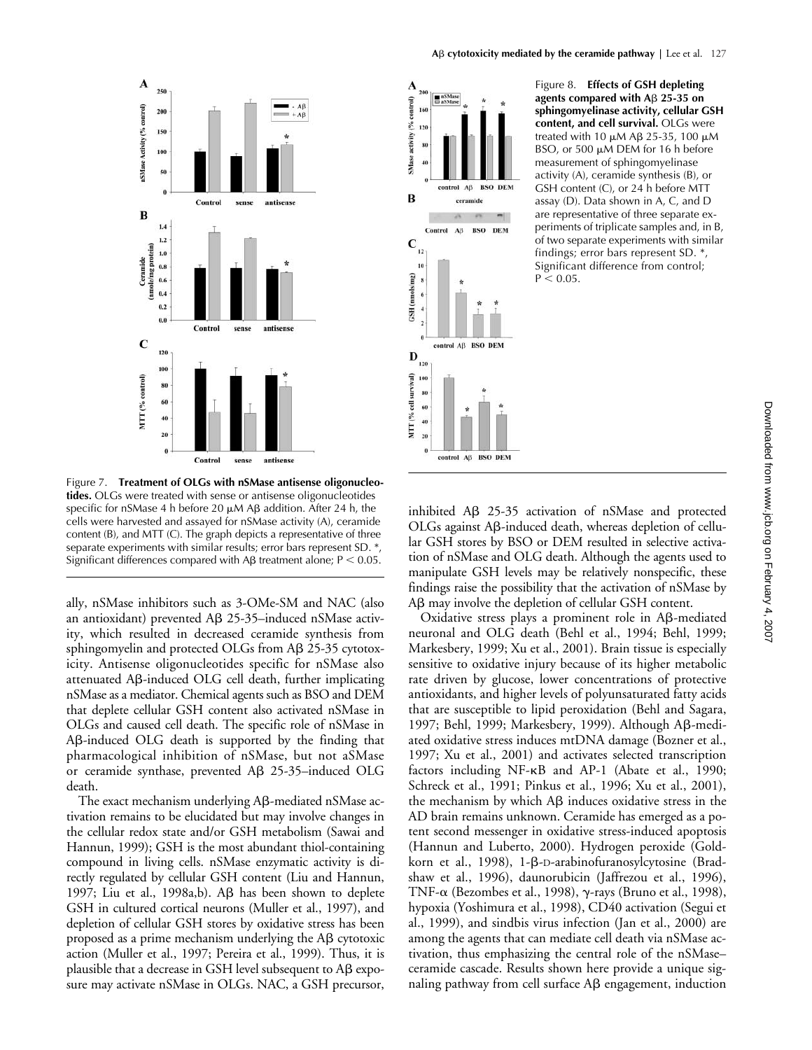Figure 7. **Treatment of OLGs with nSMase antisense oligonucleotides.** OLGs were treated with sense or antisense oligonucleotides specific for nSMase 4 h before 20 μM Aβ addition. After 24 h, the cells were harvested and assayed for nSMase activity (A), ceramide content (B), and MTT (C). The graph depicts a representative of three separate experiments with similar results; error bars represent SD. *, Significant differences compared with Aβ treatment alone; $P < 0.05$.

Figure 8. **Effects of GSH depleting agents compared with Aβ 25-35 on sphingomyelinase activity, cellular GSH content, and cell survival.** OLGs were treated with 10 μM Aβ 25-35, 100 μM BSO, or 500 μM DEM for 16 h before measurement of sphingomyelinase activity (A), ceramide synthesis (B), or GSH content (C), or 24 h before MTT assay (D). Data shown in A, C, and D are representative of three separate experiments of triplicate samples and, in B, of two separate experiments with similar findings; error bars represent SD. *, Significant difference from control; $P < 0.05$.

ally, nSMase inhibitors such as 3-OMe-SM and NAC (also an antioxidant) prevented Aβ 25-35–induced nSMase activity, which resulted in decreased ceramide synthesis from sphingomyelin and protected OLGs from Aβ 25-35 cytotoxicity. Antisense oligonucleotides specific for nSMase also attenuated Aβ-induced OLG cell death, further implicating nSMase as a mediator. Chemical agents such as BSO and DEM that deplete cellular GSH content also activated nSMase in OLGs and caused cell death. The specific role of nSMase in Aβ-induced OLG death is supported by the finding that pharmacological inhibition of nSMase, but not aSMase or ceramide synthase, prevented Aβ 25-35–induced OLG death.

The exact mechanism underlying Aβ-mediated nSMase activation remains to be elucidated but may involve changes in the cellular redox state and/or GSH metabolism (Sawai and Hannun, 1999); GSH is the most abundant thiol-containing compound in living cells. nSMase enzymatic activity is directly regulated by cellular GSH content (Liu and Hannun, 1997; Liu et al., 1998a,b). Aβ has been shown to deplete GSH in cultured cortical neurons (Muller et al., 1997), and depletion of cellular GSH stores by oxidative stress has been proposed as a prime mechanism underlying the Aβ cytotoxic action (Muller et al., 1997; Pereira et al., 1999). Thus, it is plausible that a decrease in GSH level subsequent to Aβ exposure may activate nSMase in OLGs. NAC, a GSH precursor, inhibited Aβ 25-35 activation of nSMase and protected OLGs against Aβ-induced death, whereas depletion of cellular GSH stores by BSO or DEM resulted in selective activation of nSMase and OLG death. Although the agents used to manipulate GSH levels may be relatively nonspecific, these findings raise the possibility that the activation of nSMase by Aβ may involve the depletion of cellular GSH content.

Oxidative stress plays a prominent role in Aβ-mediated neuronal and OLG death (Behl et al., 1994; Behl, 1999; Markesbery, 1999; Xu et al., 2001). Brain tissue is especially sensitive to oxidative injury because of its higher metabolic rate driven by glucose, lower concentrations of protective antioxidants, and higher levels of polyunsaturated fatty acids that are susceptible to lipid peroxidation (Behl and Sagara, 1997; Behl, 1999; Markesbery, 1999). Although Aβ-mediated oxidative stress induces mtDNA damage (Bozner et al., 1997; Xu et al., 2001) and activates selected transcription factors including NF-κB and AP-1 (Abate et al., 1990; Schreck et al., 1991; Pinkus et al., 1996; Xu et al., 2001), the mechanism by which Aβ induces oxidative stress in the AD brain remains unknown. Ceramide has emerged as a potent second messenger in oxidative stress-induced apoptosis (Hannun and Luberto, 2000). Hydrogen peroxide (Goldkorn et al., 1998), 1-β-D-arabinofuranosylcytosine (Bradshaw et al., 1996), daunorubicin (Jaffrezou et al., 1996), TNF-α (Bezombes et al., 1998), γ-rays (Bruno et al., 1998), hypoxia (Yoshimura et al., 1998), CD40 activation (Segui et al., 1999), and sindbis virus infection (Jan et al., 2000) are among the agents that can mediate cell death via nSMase activation, thus emphasizing the central role of the nSMase–ceramide cascade. Results shown here provide a unique signaling pathway from cell surface Aβ engagement, induction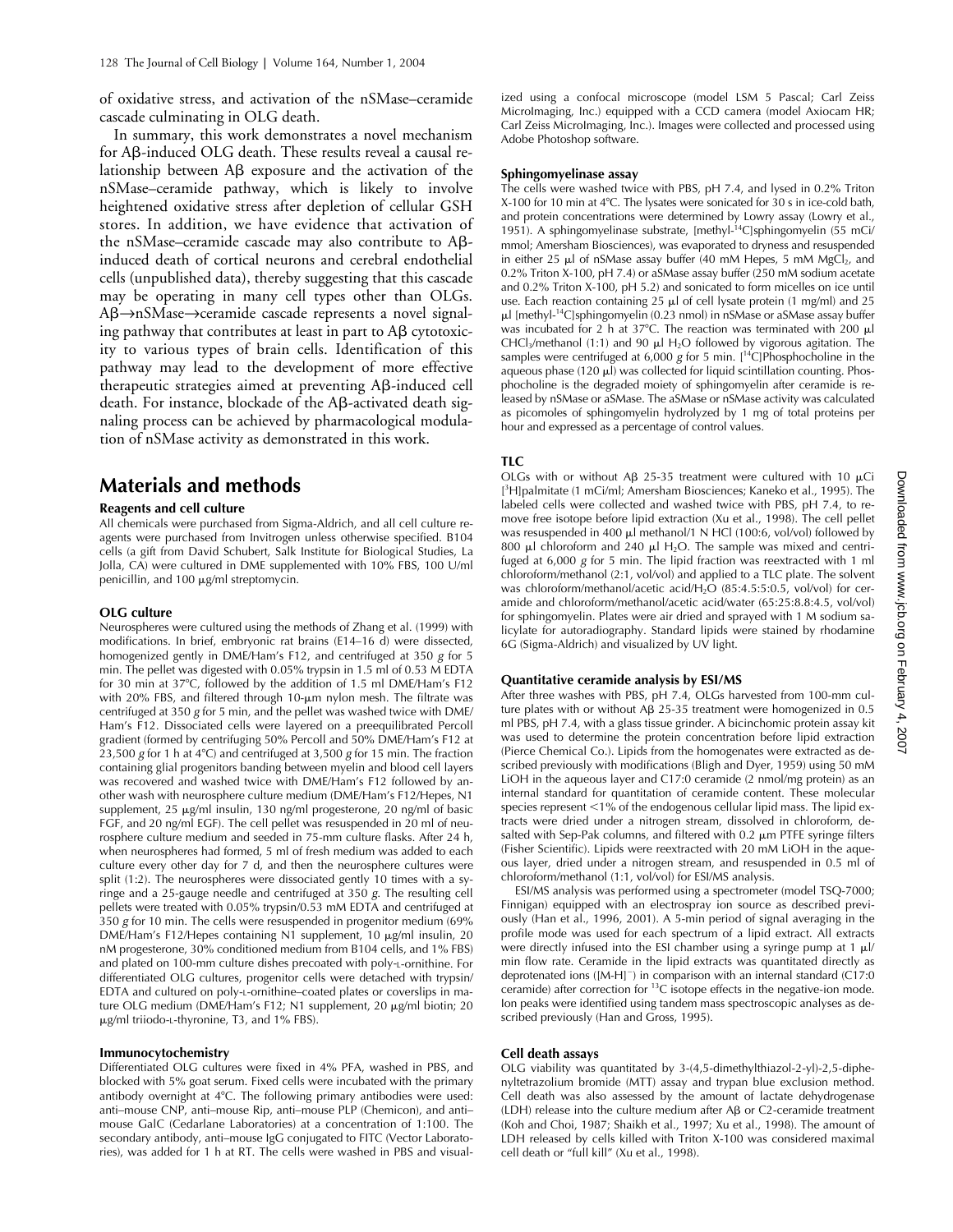of oxidative stress, and activation of the nSMase–ceramide cascade culminating in OLG death.

In summary, this work demonstrates a novel mechanism for Aβ-induced OLG death. These results reveal a causal relationship between Aβ exposure and the activation of the nSMase–ceramide pathway, which is likely to involve heightened oxidative stress after depletion of cellular GSH stores. In addition, we have evidence that activation of the nSMase–ceramide cascade may also contribute to Aβ-induced death of cortical neurons and cerebral endothelial cells (unpublished data), thereby suggesting that this cascade may be operating in many cell types other than OLGs. Aβ→nSMase→ceramide cascade represents a novel signaling pathway that contributes at least in part to Aβ cytotoxicity to various types of brain cells. Identification of this pathway may lead to the development of more effective therapeutic strategies aimed at preventing Aβ-induced cell death. For instance, blockade of the Aβ-activated death signaling process can be achieved by pharmacological modulation of nSMase activity as demonstrated in this work.

# Materials and methods

### Reagents and cell culture

All chemicals were purchased from Sigma-Aldrich, and all cell culture reagents were purchased from Invitrogen unless otherwise specified. B104 cells (a gift from David Schubert, Salk Institute for Biological Studies, La Jolla, CA) were cultured in DME supplemented with 10% FBS, 100 U/ml penicillin, and 100 μg/ml streptomycin.

### OLG culture

Neurospheres were cultured using the methods of Zhang et al. (1999) with modifications. In brief, embryonic rat brains (E14–16 d) were dissected, homogenized gently in DME/Ham's F12, and centrifuged at 350 *g* for 5 min. The pellet was digested with 0.05% trypsin in 1.5 ml of 0.53 M EDTA for 30 min at 37°C, followed by the addition of 1.5 ml DME/Ham's F12 with 20% FBS, and filtered through 10-μm nylon mesh. The filtrate was centrifuged at 350 *g* for 5 min, and the pellet was washed twice with DME/Ham's F12. Dissociated cells were layered on a preequilibrated Percoll gradient (formed by centrifuging 50% Percoll and 50% DME/Ham's F12 at 23,500 *g* for 1 h at 4°C) and centrifuged at 3,500 *g* for 15 min. The fraction containing glial progenitors banding between myelin and blood cell layers was recovered and washed twice with DME/Ham's F12 followed by another wash with neurosphere culture medium (DME/Ham's F12/Hepes, N1 supplement, 25 μg/ml insulin, 130 ng/ml progesterone, 20 ng/ml of basic FGF, and 20 ng/ml EGF). The cell pellet was resuspended in 20 ml of neurosphere culture medium and seeded in 75-mm culture flasks. After 24 h, when neurospheres had formed, 5 ml of fresh medium was added to each culture every other day for 7 d, and then the neurosphere cultures were split (1:2). The neurospheres were dissociated gently 10 times with a syringe and a 25-gauge needle and centrifuged at 350 *g*. The resulting cell pellets were treated with 0.05% trypsin/0.53 mM EDTA and centrifuged at 350 *g* for 10 min. The cells were resuspended in progenitor medium (69% DME/Ham's F12/Hepes containing N1 supplement, 10 μg/ml insulin, 20 nM progesterone, 30% conditioned medium from B104 cells, and 1% FBS) and plated on 100-mm culture dishes precoated with poly-L-ornithine. For differentiated OLG cultures, progenitor cells were detached with trypsin/EDTA and cultured on poly-L-ornithine–coated plates or coverslips in mature OLG medium (DME/Ham's F12; N1 supplement, 20 μg/ml biotin; 20 μg/ml triiodo-L-thyronine, T3, and 1% FBS).

### Immunocytochemistry

Differentiated OLG cultures were fixed in 4% PFA, washed in PBS, and blocked with 5% goat serum. Fixed cells were incubated with the primary antibody overnight at 4°C. The following primary antibodies were used: anti–mouse CNP, anti–mouse Rip, anti–mouse PLP (Chemicon), and anti–mouse GalC (Cedarlane Laboratories) at a concentration of 1:100. The secondary antibody, anti–mouse IgG conjugated to FITC (Vector Laboratories), was added for 1 h at RT. The cells were washed in PBS and visualized using a confocal microscope (model LSM 5 Pascal; Carl Zeiss MicroImaging, Inc.) equipped with a CCD camera (model Axiocam HR; Carl Zeiss MicroImaging, Inc.). Images were collected and processed using Adobe Photoshop software.

### Sphingomyelinase assay

The cells were washed twice with PBS, pH 7.4, and lysed in 0.2% Triton X-100 for 10 min at 4°C. The lysates were sonicated for 30 s in ice-cold bath, and protein concentrations were determined by Lowry assay (Lowry et al., 1951). A sphingomyelinase substrate, [methyl-$^{14}$C]sphingomyelin (55 mCi/mmol; Amersham Biosciences), was evaporated to dryness and resuspended in either 25 μl of nSMase assay buffer (40 mM Hepes, 5 mM $MgCl_2$, and 0.2% Triton X-100, pH 7.4) or aSMase assay buffer (250 mM sodium acetate and 0.2% Triton X-100, pH 5.2) and sonicated to form micelles on ice until use. Each reaction containing 25 μl of cell lysate protein (1 mg/ml) and 25 μl [methyl-$^{14}$C]sphingomyelin (0.23 nmol) in nSMase or aSMase assay buffer was incubated for 2 h at 37°C. The reaction was terminated with 200 μl $CHCl_3$/methanol (1:1) and 90 μl $H_2O$ followed by vigorous agitation. The samples were centrifuged at 6,000 *g* for 5 min. [$^{14}$C]Phosphocholine in the aqueous phase (120 μl) was collected for liquid scintillation counting. Phosphocholine is the degraded moiety of sphingomyelin after ceramide is released by nSMase or aSMase. The aSMase or nSMase activity was calculated as picomoles of sphingomyelin hydrolyzed by 1 mg of total proteins per hour and expressed as a percentage of control values.

### TLC

OLGs with or without Aβ 25-35 treatment were cultured with 10 μCi [$^3$H]palmitate (1 mCi/ml; Amersham Biosciences; Kaneko et al., 1995). The labeled cells were collected and washed twice with PBS, pH 7.4, to remove free isotope before lipid extraction (Xu et al., 1998). The cell pellet was resuspended in 400 μl methanol/1 N HCl (100:6, vol/vol) followed by 800 μl chloroform and 240 μl $H_2O$. The sample was mixed and centrifuged at 6,000 *g* for 5 min. The lipid fraction was reextracted with 1 ml chloroform/methanol (2:1, vol/vol) and applied to a TLC plate. The solvent was chloroform/methanol/acetic acid/$H_2O$ (85:4.5:5:0.5, vol/vol) for ceramide and chloroform/methanol/acetic acid/water (65:25:8.8:4.5, vol/vol) for sphingomyelin. Plates were air dried and sprayed with 1 M sodium salicylate for autoradiography. Standard lipids were stained by rhodamine 6G (Sigma-Aldrich) and visualized by UV light.

### Quantitative ceramide analysis by ESI/MS

After three washes with PBS, pH 7.4, OLGs harvested from 100-mm culture plates with or without Aβ 25-35 treatment were homogenized in 0.5 ml PBS, pH 7.4, with a glass tissue grinder. A bicinchonic protein assay kit was used to determine the protein concentration before lipid extraction (Pierce Chemical Co.). Lipids from the homogenates were extracted as described previously with modifications (Bligh and Dyer, 1959) using 50 mM LiOH in the aqueous layer and C17:0 ceramide (2 nmol/mg protein) as an internal standard for quantitation of ceramide content. These molecular species represent <1% of the endogenous cellular lipid mass. The lipid extracts were dried under a nitrogen stream, dissolved in chloroform, desalted with Sep-Pak columns, and filtered with 0.2 μm PTFE syringe filters (Fisher Scientific). Lipids were reextracted with 20 mM LiOH in the aqueous layer, dried under a nitrogen stream, and resuspended in 0.5 ml of chloroform/methanol (1:1, vol/vol) for ESI/MS analysis.

ESI/MS analysis was performed using a spectrometer (model TSQ-7000; Finnigan) equipped with an electrospray ion source as described previously (Han et al., 1996, 2001). A 5-min period of signal averaging in the profile mode was used for each spectrum of a lipid extract. All extracts were directly infused into the ESI chamber using a syringe pump at 1 μl/min flow rate. Ceramide in the lipid extracts was quantitated directly as deprotonated ions ($[M-H]^-$) in comparison with an internal standard (C17:0 ceramide) after correction for $^{13}$C isotope effects in the negative-ion mode. Ion peaks were identified using tandem mass spectroscopic analyses as described previously (Han and Gross, 1995).

### Cell death assays

OLG viability was quantitated by 3-(4,5-dimethylthiazol-2-yl)-2,5-diphenyltetrazolium bromide (MTT) assay and trypan blue exclusion method. Cell death was also assessed by the amount of lactate dehydrogenase (LDH) release into the culture medium after Aβ or C2-ceramide treatment (Koh and Choi, 1987; Shaikh et al., 1997; Xu et al., 1998). The amount of LDH released by cells killed with Triton X-100 was considered maximal cell death or "full kill" (Xu et al., 1998).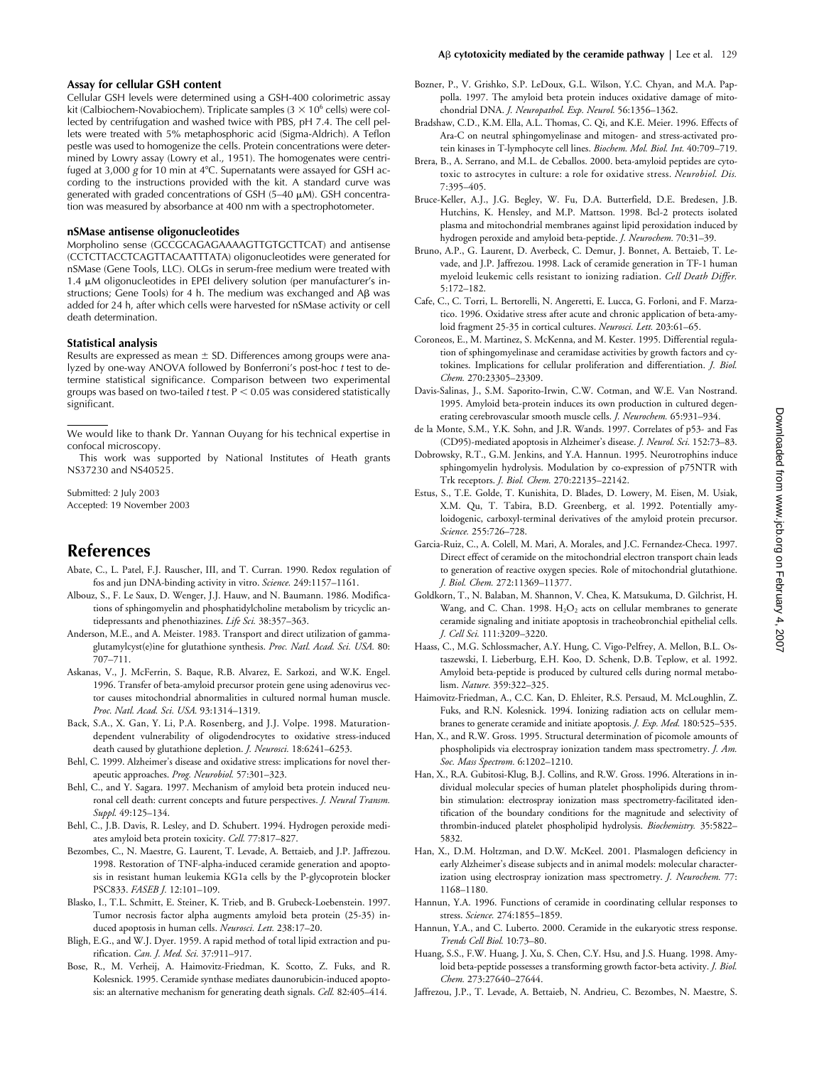### Assay for cellular GSH content

Cellular GSH levels were determined using a GSH-400 colorimetric assay kit (Calbiochem-Novabiochem). Triplicate samples ($3 \times 10^6$ cells) were collected by centrifugation and washed twice with PBS, pH 7.4. The cell pellets were treated with 5% metaphosphoric acid (Sigma-Aldrich). A Teflon pestle was used to homogenize the cells. Protein concentrations were determined by Lowry assay (Lowry et al., 1951). The homogenates were centrifuged at 3,000 *g* for 10 min at 4°C. Supernatants were assayed for GSH according to the instructions provided with the kit. A standard curve was generated with graded concentrations of GSH (5–40 μM). GSH concentration was measured by absorbance at 400 nm with a spectrophotometer.

### nSMase antisense oligonucleotides

Morpholino sense (GCCGCAGAGAAAAGTTGTGCTTCAT) and antisense (CCTCTTACCTCAGTTACAATTTATA) oligonucleotides were generated for nSMase (Gene Tools, LLC). OLGs in serum-free medium were treated with 1.4 μM oligonucleotides in EPEI delivery solution (per manufacturer's instructions; Gene Tools) for 4 h. The medium was exchanged and Aβ was added for 24 h, after which cells were harvested for nSMase activity or cell death determination.

### Statistical analysis

Results are expressed as mean ± SD. Differences among groups were analyzed by one-way ANOVA followed by Bonferroni's post-hoc *t* test to determine statistical significance. Comparison between two experimental groups was based on two-tailed *t* test. $P < 0.05$ was considered statistically significant.

---

We would like to thank Dr. Yannan Ouyang for his technical expertise in confocal microscopy.

This work was supported by National Institutes of Heath grants NS37230 and NS40525.

Submitted: 2 July 2003
Accepted: 19 November 2003

## References

Abate, C., L. Patel, F.J. Rauscher, III, and T. Curran. 1990. Redox regulation of fos and jun DNA-binding activity in vitro. *Science.* 249:1157–1161.

Albouz, S., F. Le Saux, D. Wenger, J.J. Hauw, and N. Baumann. 1986. Modifications of sphingomyelin and phosphatidylcholine metabolism by tricyclic antidepressants and phenothiazines. *Life Sci.* 38:357–363.

Anderson, M.E., and A. Meister. 1983. Transport and direct utilization of gamma-glutamylcyst(e)ine for glutathione synthesis. *Proc. Natl. Acad. Sci. USA.* 80: 707–711.

Askanas, V., J. McFerrin, S. Baque, R.B. Alvarez, E. Sarkozi, and W.K. Engel. 1996. Transfer of beta-amyloid precursor protein gene using adenovirus vector causes mitochondrial abnormalities in cultured normal human muscle. *Proc. Natl. Acad. Sci. USA.* 93:1314–1319.

Back, S.A., X. Gan, Y. Li, P.A. Rosenberg, and J.J. Volpe. 1998. Maturation-dependent vulnerability of oligodendrocytes to oxidative stress-induced death caused by glutathione depletion. *J. Neurosci.* 18:6241–6253.

Behl, C. 1999. Alzheimer's disease and oxidative stress: implications for novel therapeutic approaches. *Prog. Neurobiol.* 57:301–323.

Behl, C., and Y. Sagara. 1997. Mechanism of amyloid beta protein induced neuronal cell death: current concepts and future perspectives. *J. Neural Transm. Suppl.* 49:125–134.

Behl, C., J.B. Davis, R. Lesley, and D. Schubert. 1994. Hydrogen peroxide mediates amyloid beta protein toxicity. *Cell.* 77:817–827.

Bezombes, C., N. Maestre, G. Laurent, T. Levade, A. Bettaieb, and J.P. Jaffrezou. 1998. Restoration of TNF-alpha-induced ceramide generation and apoptosis in resistant human leukemia KG1a cells by the P-glycoprotein blocker PSC833. *FASEB J.* 12:101–109.

Blasko, I., T.L. Schmitt, E. Steiner, K. Trieb, and B. Grubeck-Loebenstein. 1997. Tumor necrosis factor alpha augments amyloid beta protein (25-35) induced apoptosis in human cells. *Neurosci. Lett.* 238:17–20.

Bligh, E.G., and W.J. Dyer. 1959. A rapid method of total lipid extraction and purification. *Can. J. Med. Sci.* 37:911–917.

Bose, R., M. Verheij, A. Haimovitz-Friedman, K. Scotto, Z. Fuks, and R. Kolesnick. 1995. Ceramide synthase mediates daunorubicin-induced apoptosis: an alternative mechanism for generating death signals. *Cell.* 82:405–414.

Bozner, P., V. Grishko, S.P. LeDoux, G.L. Wilson, Y.C. Chyan, and M.A. Pappolla. 1997. The amyloid beta protein induces oxidative damage of mitochondrial DNA. *J. Neuropathol. Exp. Neurol.* 56:1356–1362.

Bradshaw, C.D., K.M. Ella, A.L. Thomas, C. Qi, and K.E. Meier. 1996. Effects of Ara-C on neutral sphingomyelinase and mitogen- and stress-activated protein kinases in T-lymphocyte cell lines. *Biochem. Mol. Biol. Int.* 40:709–719.

Brera, B., A. Serrano, and M.L. de Ceballos. 2000. beta-amyloid peptides are cytotoxic to astrocytes in culture: a role for oxidative stress. *Neurobiol. Dis.* 7:395–405.

Bruce-Keller, A.J., J.G. Begley, W. Fu, D.A. Butterfield, D.E. Bredesen, J.B. Hutchins, K. Hensley, and M.P. Mattson. 1998. Bcl-2 protects isolated plasma and mitochondrial membranes against lipid peroxidation induced by hydrogen peroxide and amyloid beta-peptide. *J. Neurochem.* 70:31–39.

Bruno, A.P., G. Laurent, D. Averbeck, C. Demur, J. Bonnet, A. Bettaieb, T. Levade, and J.P. Jaffrezou. 1998. Lack of ceramide generation in TF-1 human myeloid leukemic cells resistant to ionizing radiation. *Cell Death Differ.* 5:172–182.

Cafe, C., C. Torri, L. Bertorelli, N. Angeretti, E. Lucca, G. Forloni, and F. Marzatico. 1996. Oxidative stress after acute and chronic application of beta-amyloid fragment 25-35 in cortical cultures. *Neurosci. Lett.* 203:61–65.

Coroneos, E., M. Martinez, S. McKenna, and M. Kester. 1995. Differential regulation of sphingomyelinase and ceramidase activities by growth factors and cytokines. Implications for cellular proliferation and differentiation. *J. Biol. Chem.* 270:23305–23309.

Davis-Salinas, J., S.M. Saporito-Irwin, C.W. Cotman, and W.E. Van Nostrand. 1995. Amyloid beta-protein induces its own production in cultured degenerating cerebrovascular smooth muscle cells. *J. Neurochem.* 65:931–934.

de la Monte, S.M., Y.K. Sohn, and J.R. Wands. 1997. Correlates of p53- and Fas (CD95)-mediated apoptosis in Alzheimer's disease. *J. Neurol. Sci.* 152:73–83.

Dobrowsky, R.T., G.M. Jenkins, and Y.A. Hannun. 1995. Neurotrophins induce sphingomyelin hydrolysis. Modulation by co-expression of p75NTR with Trk receptors. *J. Biol. Chem.* 270:22135–22142.

Estus, S., T.E. Golde, T. Kunishita, D. Blades, D. Lowery, M. Eisen, M. Usiak, X.M. Qu, T. Tabira, B.D. Greenberg, et al. 1992. Potentially amyloidogenic, carboxyl-terminal derivatives of the amyloid protein precursor. *Science.* 255:726–728.

Garcia-Ruiz, C., A. Colell, M. Mari, A. Morales, and J.C. Fernandez-Checa. 1997. Direct effect of ceramide on the mitochondrial electron transport chain leads to generation of reactive oxygen species. Role of mitochondrial glutathione. *J. Biol. Chem.* 272:11369–11377.

Goldkorn, T., N. Balaban, M. Shannon, V. Chea, K. Matsukuma, D. Gilchrist, H. Wang, and C. Chan. 1998. $H_2O_2$ acts on cellular membranes to generate ceramide signaling and initiate apoptosis in tracheobronchial epithelial cells. *J. Cell Sci.* 111:3209–3220.

Haass, C., M.G. Schlossmacher, A.Y. Hung, C. Vigo-Pelfrey, A. Mellon, B.L. Ostaszewski, I. Lieberburg, E.H. Koo, D. Schenk, D.B. Teplow, et al. 1992. Amyloid beta-peptide is produced by cultured cells during normal metabolism. *Nature.* 359:322–325.

Haimovitz-Friedman, A., C.C. Kan, D. Ehleiter, R.S. Persaud, M. McLoughlin, Z. Fuks, and R.N. Kolesnick. 1994. Ionizing radiation acts on cellular membranes to generate ceramide and initiate apoptosis. *J. Exp. Med.* 180:525–535.

Han, X., and R.W. Gross. 1995. Structural determination of picomole amounts of phospholipids via electrospray ionization tandem mass spectrometry. *J. Am. Soc. Mass Spectrom.* 6:1202–1210.

Han, X., R.A. Gubitosi-Klug, B.J. Collins, and R.W. Gross. 1996. Alterations in individual molecular species of human platelet phospholipids during thrombin stimulation: electrospray ionization mass spectrometry-facilitated identification of the boundary conditions for the magnitude and selectivity of thrombin-induced platelet phospholipid hydrolysis. *Biochemistry.* 35:5822–5832.

Han, X., D.M. Holtzman, and D.W. McKeel. 2001. Plasmalogen deficiency in early Alzheimer's disease subjects and in animal models: molecular characterization using electrospray ionization mass spectrometry. *J. Neurochem.* 77: 1168–1180.

Hannun, Y.A. 1996. Functions of ceramide in coordinating cellular responses to stress. *Science.* 274:1855–1859.

Hannun, Y.A., and C. Luberto. 2000. Ceramide in the eukaryotic stress response. *Trends Cell Biol.* 10:73–80.

Huang, S.S., F.W. Huang, J. Xu, S. Chen, C.Y. Hsu, and J.S. Huang. 1998. Amyloid beta-peptide possesses a transforming growth factor-beta activity. *J. Biol. Chem.* 273:27640–27644.

Jaffrezou, J.P., T. Levade, A. Bettaieb, N. Andrieu, C. Bezombes, N. Maestre, S.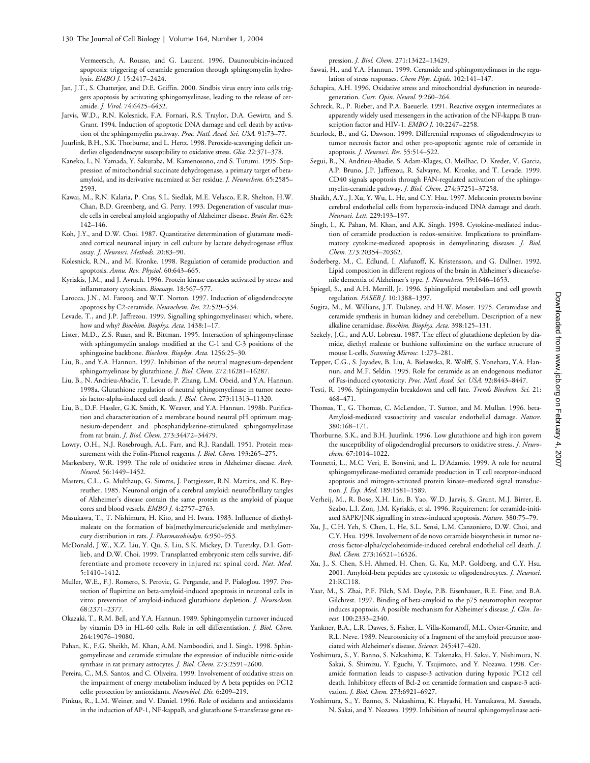Vermeersch, A. Rousse, and G. Laurent. 1996. Daunorubicin-induced apoptosis: triggering of ceramide generation through sphingomyelin hydrolysis. *EMBO J.* 15:2417–2424.

Jan, J.T., S. Chatterjee, and D.E. Griffin. 2000. Sindbis virus entry into cells triggers apoptosis by activating sphingomyelinase, leading to the release of ceramide. *J. Virol.* 74:6425–6432.

Jarvis, W.D., R.N. Kolesnick, F.A. Fornari, R.S. Traylor, D.A. Gewirtz, and S. Grant. 1994. Induction of apoptotic DNA damage and cell death by activation of the sphingomyelin pathway. *Proc. Natl. Acad. Sci. USA.* 91:73–77.

Juurlink, B.H., S.K. Thorburne, and L. Hertz. 1998. Peroxide-scavenging deficit underlies oligodendrocyte susceptibility to oxidative stress. *Glia.* 22:371–378.

Kaneko, I., N. Yamada, Y. Sakuraba, M. Kamenosono, and S. Tutumi. 1995. Suppression of mitochondrial succinate dehydrogenase, a primary target of beta-amyloid, and its derivative racemized at Ser residue. *J. Neurochem.* 65:2585–2593.

Kawai, M., R.N. Kalaria, P. Cras, S.L. Siedlak, M.E. Velasco, E.R. Shelton, H.W. Chan, B.D. Greenberg, and G. Perry. 1993. Degeneration of vascular muscle cells in cerebral amyloid angiopathy of Alzheimer disease. *Brain Res.* 623:142–146.

Koh, J.Y., and D.W. Choi. 1987. Quantitative determination of glutamate mediated cortical neuronal injury in cell culture by lactate dehydrogenase efflux assay. *J. Neurosci. Methods.* 20:83–90.

Kolesnick, R.N., and M. Kronke. 1998. Regulation of ceramide production and apoptosis. *Annu. Rev. Physiol.* 60:643–665.

Kyriakis, J.M., and J. Avruch. 1996. Protein kinase cascades activated by stress and inflammatory cytokines. *Bioessays.* 18:567–577.

Larocca, J.N., M. Farooq, and W.T. Norton. 1997. Induction of oligodendrocyte apoptosis by C2-ceramide. *Neurochem. Res.* 22:529–534.

Levade, T., and J.P. Jaffrezou. 1999. Signalling sphingomyelinases: which, where, how and why? *Biochim. Biophys. Acta.* 1438:1–17.

Lister, M.D., Z.S. Ruan, and R. Bittman. 1995. Interaction of sphingomyelinase with sphingomyelin analogs modified at the C-1 and C-3 positions of the sphingosine backbone. *Biochim. Biophys. Acta.* 1256:25–30.

Liu, B., and Y.A. Hannun. 1997. Inhibition of the neutral magnesium-dependent sphingomyelinase by glutathione. *J. Biol. Chem.* 272:16281–16287.

Liu, B., N. Andrieu-Abadie, T. Levade, P. Zhang, L.M. Obeid, and Y.A. Hannun. 1998a. Glutathione regulation of neutral sphingomyelinase in tumor necrosis factor-alpha-induced cell death. *J. Biol. Chem.* 273:11313–11320.

Liu, B., D.F. Hassler, G.K. Smith, K. Weaver, and Y.A. Hannun. 1998b. Purification and characterization of a membrane bound neutral pH optimum magnesium-dependent and phosphatidylserine-stimulated sphingomyelinase from rat brain. *J. Biol. Chem.* 273:34472–34479.

Lowry, O.H., N.J. Rosebrough, A.L. Farr, and R.J. Randall. 1951. Protein measurement with the Folin-Phenol reagents. *J. Biol. Chem.* 193:265–275.

Markesbery, W.R. 1999. The role of oxidative stress in Alzheimer disease. *Arch. Neurol.* 56:1449–1452.

Masters, C.L., G. Multhaup, G. Simms, J. Pottgiesser, R.N. Martins, and K. Beyreuther. 1985. Neuronal origin of a cerebral amyloid: neurofibrillary tangles of Alzheimer's disease contain the same protein as the amyloid of plaque cores and blood vessels. *EMBO J.* 4:2757–2763.

Masukawa, T., T. Nishimura, H. Kito, and H. Iwata. 1983. Influence of diethylmaleate on the formation of bis(methylmercuric)selenide and methylmercury distribution in rats. *J. Pharmacobiodyn.* 6:950–953.

McDonald, J.W., X.Z. Liu, Y. Qu, S. Liu, S.K. Mickey, D. Turetsky, D.I. Gottlieb, and D.W. Choi. 1999. Transplanted embryonic stem cells survive, differentiate and promote recovery in injured rat spinal cord. *Nat. Med.* 5:1410–1412.

Muller, W.E., F.J. Romero, S. Perovic, G. Pergande, and P. Pialoglou. 1997. Protection of flupirtine on beta-amyloid-induced apoptosis in neuronal cells in vitro: prevention of amyloid-induced glutathione depletion. *J. Neurochem.* 68:2371–2377.

Okazaki, T., R.M. Bell, and Y.A. Hannun. 1989. Sphingomyelin turnover induced by vitamin D3 in HL-60 cells. Role in cell differentiation. *J. Biol. Chem.* 264:19076–19080.

Pahan, K., F.G. Sheikh, M. Khan, A.M. Namboodiri, and I. Singh. 1998. Sphingomyelinase and ceramide stimulate the expression of inducible nitric-oxide synthase in rat primary astrocytes. *J. Biol. Chem.* 273:2591–2600.

Pereira, C., M.S. Santos, and C. Oliveira. 1999. Involvement of oxidative stress on the impairment of energy metabolism induced by A beta peptides on PC12 cells: protection by antioxidants. *Neurobiol. Dis.* 6:209–219.

Pinkus, R., L.M. Weiner, and V. Daniel. 1996. Role of oxidants and antioxidants in the induction of AP-1, NF-kappaB, and glutathione S-transferase gene expression. *J. Biol. Chem.* 271:13422–13429.

Sawai, H., and Y.A. Hannun. 1999. Ceramide and sphingomyelinases in the regulation of stress responses. *Chem Phys. Lipids.* 102:141–147.

Schapira, A.H. 1996. Oxidative stress and mitochondrial dysfunction in neurodegeneration. *Curr. Opin. Neurol.* 9:260–264.

Schreck, R., P. Rieber, and P.A. Baeuerle. 1991. Reactive oxygen intermediates as apparently widely used messengers in the activation of the NF-kappa B transcription factor and HIV-1. *EMBO J.* 10:2247–2258.

Scurlock, B., and G. Dawson. 1999. Differential responses of oligodendrocytes to tumor necrosis factor and other pro-apoptotic agents: role of ceramide in apoptosis. *J. Neurosci. Res.* 55:514–522.

Segui, B., N. Andrieu-Abadie, S. Adam-Klages, O. Meilhac, D. Kreder, V. Garcia, A.P. Bruno, J.P. Jaffrezou, R. Salvayre, M. Kronke, and T. Levade. 1999. CD40 signals apoptosis through FAN-regulated activation of the sphingomyelin-ceramide pathway. *J. Biol. Chem.* 274:37251–37258.

Shaikh, A.Y., J. Xu, Y. Wu, L. He, and C.Y. Hsu. 1997. Melatonin protects bovine cerebral endothelial cells from hyperoxia-induced DNA damage and death. *Neurosci. Lett.* 229:193–197.

Singh, I., K. Pahan, M. Khan, and A.K. Singh. 1998. Cytokine-mediated induction of ceramide production is redox-sensitive. Implications to proinflammatory cytokine-mediated apoptosis in demyelinating diseases. *J. Biol. Chem.* 273:20354–20362.

Soderberg, M., C. Edlund, I. Alafuzoff, K. Kristensson, and G. Dallner. 1992. Lipid composition in different regions of the brain in Alzheimer's disease/senile dementia of Alzheimer's type. *J. Neurochem.* 59:1646–1653.

Spiegel, S., and A.H. Merrill, Jr. 1996. Sphingolipid metabolism and cell growth regulation. *FASEB J.* 10:1388–1397.

Sugita, M., M. Willians, J.T. Dulaney, and H.W. Moser. 1975. Ceramidase and ceramide synthesis in human kidney and cerebellum. Description of a new alkaline ceramidase. *Biochim. Biophys. Acta.* 398:125–131.

Szekely, J.G., and A.U. Lobreau. 1987. The effect of glutathione depletion by diamide, diethyl maleate or buthione sulfoximine on the surface structure of mouse L-cells. *Scanning Microsc.* 1:273–281.

Tepper, C.G., S. Jayadev, B. Liu, A. Bielawska, R. Wolff, S. Yonehara, Y.A. Hannun, and M.F. Seldin. 1995. Role for ceramide as an endogenous mediator of Fas-induced cytotoxicity. *Proc. Natl. Acad. Sci. USA.* 92:8443–8447.

Testi, R. 1996. Sphingomyelin breakdown and cell fate. *Trends Biochem. Sci.* 21:468–471.

Thomas, T., G. Thomas, C. McLendon, T. Sutton, and M. Mullan. 1996. beta-Amyloid-mediated vasoactivity and vascular endothelial damage. *Nature.* 380:168–171.

Thorburne, S.K., and B.H. Juurlink. 1996. Low glutathione and high iron govern the susceptibility of oligodendroglial precursors to oxidative stress. *J. Neurochem.* 67:1014–1022.

Tonnetti, L., M.C. Veri, E. Bonvini, and L. D'Adamio. 1999. A role for neutral sphingomyelinase-mediated ceramide production in T cell receptor-induced apoptosis and mitogen-activated protein kinase–mediated signal transduction. *J. Exp. Med.* 189:1581–1589.

Verheij, M., R. Bose, X.H. Lin, B. Yao, W.D. Jarvis, S. Grant, M.J. Birrer, E. Szabo, L.I. Zon, J.M. Kyriakis, et al. 1996. Requirement for ceramide-initiated SAPK/JNK signalling in stress-induced apoptosis. *Nature.* 380:75–79.

Xu, J., C.H. Yeh, S. Chen, L. He, S.L. Sensi, L.M. Canzoniero, D.W. Choi, and C.Y. Hsu. 1998. Involvement of de novo ceramide biosynthesis in tumor necrosis factor-alpha/cycloheximide-induced cerebral endothelial cell death. *J. Biol. Chem.* 273:16521–16526.

Xu, J., S. Chen, S.H. Ahmed, H. Chen, G. Ku, M.P. Goldberg, and C.Y. Hsu. 2001. Amyloid-beta peptides are cytotoxic to oligodendrocytes. *J. Neurosci.* 21:RC118.

Yaar, M., S. Zhai, P.F. Pilch, S.M. Doyle, P.B. Eisenhauer, R.E. Fine, and B.A. Gilchrest. 1997. Binding of beta-amyloid to the p75 neurotrophin receptor induces apoptosis. A possible mechanism for Alzheimer's disease. *J. Clin. Invest.* 100:2333–2340.

Yankner, B.A., L.R. Dawes, S. Fisher, L. Villa-Komaroff, M.L. Oster-Granite, and R.L. Neve. 1989. Neurotoxicity of a fragment of the amyloid precursor associated with Alzheimer's disease. *Science.* 245:417–420.

Yoshimura, S., Y. Banno, S. Nakashima, K. Takenaka, H. Sakai, Y. Nishimura, N. Sakai, S. Shimizu, Y. Eguchi, Y. Tsujimoto, and Y. Nozawa. 1998. Ceramide formation leads to caspase-3 activation during hypoxic PC12 cell death. Inhibitory effects of Bcl-2 on ceramide formation and caspase-3 activation. *J. Biol. Chem.* 273:6921–6927.

Yoshimura, S., Y. Banno, S. Nakashima, K. Hayashi, H. Yamakawa, M. Sawada, N. Sakai, and Y. Nozawa. 1999. Inhibition of neutral sphingomyelinase acti-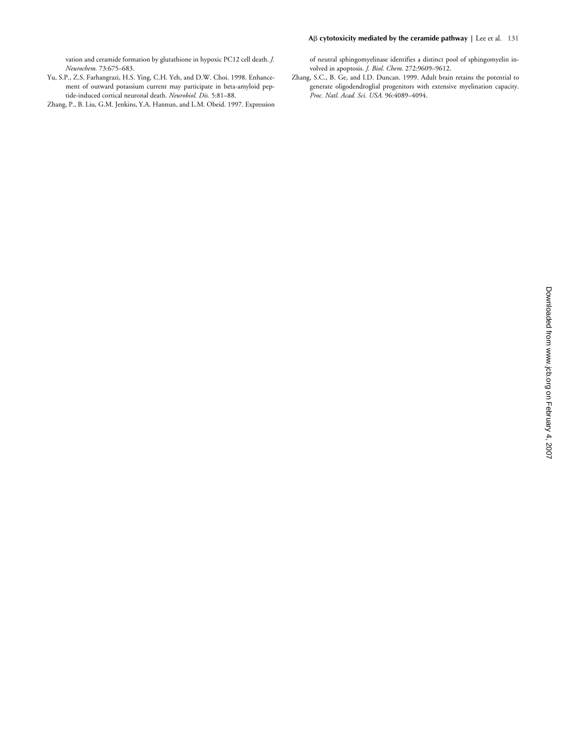vation and ceramide formation by glutathione in hypoxic PC12 cell death. *J. Neurochem.* 73:675–683.

Yu, S.P., Z.S. Farhangrazi, H.S. Ying, C.H. Yeh, and D.W. Choi. 1998. Enhancement of outward potassium current may participate in beta-amyloid peptide-induced cortical neuronal death. *Neurobiol. Dis.* 5:81–88.

Zhang, P., B. Liu, G.M. Jenkins, Y.A. Hannun, and L.M. Obeid. 1997. Expression of neutral sphingomyelinase identifies a distinct pool of sphingomyelin involved in apoptosis. *J. Biol. Chem.* 272:9609–9612.

Zhang, S.C., B. Ge, and I.D. Duncan. 1999. Adult brain retains the potential to generate oligodendroglial progenitors with extensive myelination capacity. *Proc. Natl. Acad. Sci. USA.* 96:4089–4094.